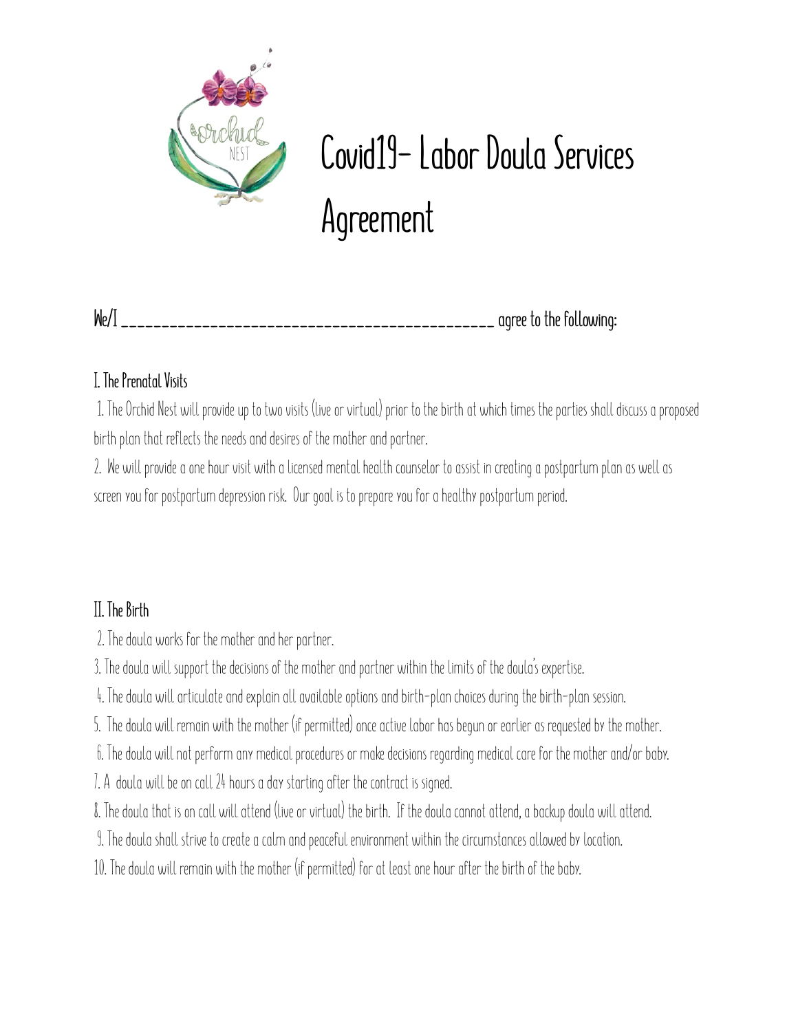# Covid19- Labor Doula Services Agreement

We/I _______________________________________________ agree to the following:

## I. The Prenatal Visits

1. The Orchid Nest will provide up to two visits (live or virtual) prior to the birth at which times the parties shall discuss a proposed birth plan that reflects the needs and desires of the mother and partner.
2. We will provide a one hour visit with a licensed mental health counselor to assist in creating a postpartum plan as well as screen you for postpartum depression risk. Our goal is to prepare you for a healthy postpartum period.

## II. The Birth

2. The doula works for the mother and her partner.
3. The doula will support the decisions of the mother and partner within the limits of the doula's expertise.
4. The doula will articulate and explain all available options and birth-plan choices during the birth-plan session.
5. The doula will remain with the mother (if permitted) once active labor has begun or earlier as requested by the mother.
6. The doula will not perform any medical procedures or make decisions regarding medical care for the mother and/or baby.
7. A doula will be on call 24 hours a day starting after the contract is signed.
8. The doula that is on call will attend (live or virtual) the birth. If the doula cannot attend, a backup doula will attend.
9. The doula shall strive to create a calm and peaceful environment within the circumstances allowed by location.
10. The doula will remain with the mother (if permitted) for at least one hour after the birth of the baby.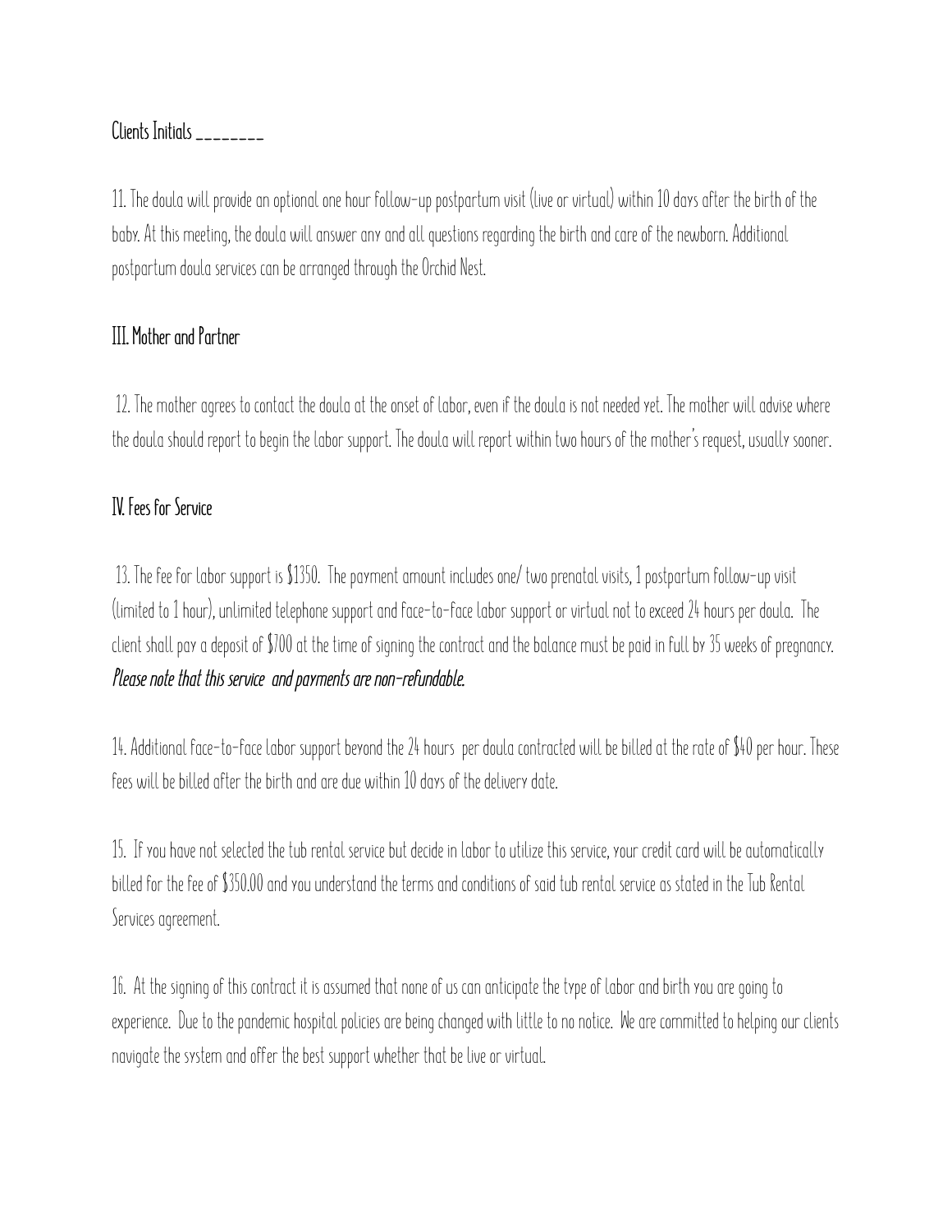Clients Initials ________

11. The doula will provide an optional one hour follow-up postpartum visit (live or virtual) within 10 days after the birth of the baby. At this meeting, the doula will answer any and all questions regarding the birth and care of the newborn. Additional postpartum doula services can be arranged through the Orchid Nest.

## III. Mother and Partner

12. The mother agrees to contact the doula at the onset of labor, even if the doula is not needed yet. The mother will advise where the doula should report to begin the labor support. The doula will report within two hours of the mother's request, usually sooner.

## IV. Fees for Service

13. The fee for labor support is $1350. The payment amount includes one/ two prenatal visits, 1 postpartum follow-up visit (limited to 1 hour), unlimited telephone support and face-to-face labor support or virtual not to exceed 24 hours per doula. The client shall pay a deposit of $700 at the time of signing the contract and the balance must be paid in full by 35 weeks of pregnancy. ***Please note that this service and payments are non-refundable.***

14. Additional face-to-face labor support beyond the 24 hours per doula contracted will be billed at the rate of $40 per hour. These fees will be billed after the birth and are due within 10 days of the delivery date.

15. If you have not selected the tub rental service but decide in labor to utilize this service, your credit card will be automatically billed for the fee of $350.00 and you understand the terms and conditions of said tub rental service as stated in the Tub Rental Services agreement.

16. At the signing of this contract it is assumed that none of us can anticipate the type of labor and birth you are going to experience. Due to the pandemic hospital policies are being changed with little to no notice. We are committed to helping our clients navigate the system and offer the best support whether that be live or virtual.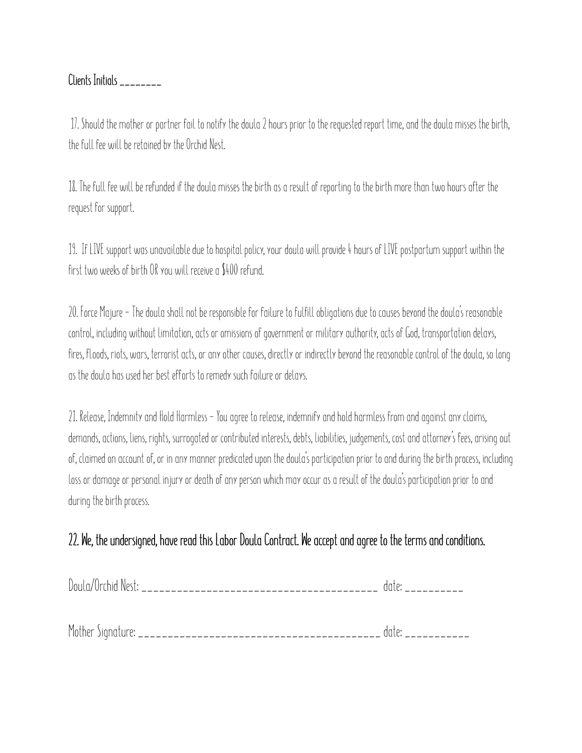Clients Initials ________

17. Should the mother or partner fail to notify the doula 2 hours prior to the requested report time, and the doula misses the birth, the full fee will be retained by the Orchid Nest.

18. The full fee will be refunded if the doula misses the birth as a result of reporting to the birth more than two hours after the request for support.

19. If LIVE support was unavailable due to hospital policy, your doula will provide 4 hours of LIVE postpartum support within the first two weeks of birth OR you will receive a $400 refund.

20. Force Majure – The doula shall not be responsible for failure to fulfill obligations due to causes beyond the doula's reasonable control, including without limitation, acts or omissions of government or military authority, acts of God, transportation delays, fires, floods, riots, wars, terrorist acts, or any other causes, directly or indirectly beyond the reasonable control of the doula, so long as the doula has used her best efforts to remedy such failure or delays.

21. Release, Indemnity and Hold Harmless – You agree to release, indemnify and hold harmless from and against any claims, demands, actions, liens, rights, surrogated or contributed interests, debts, liabilities, judgements, cost and attorney's fees, arising out of, claimed on account of, or in any manner predicated upon the doula's participation prior to and during the birth process, including loss or damage or personal injury or death of any person which may occur as a result of the doula's participation prior to and during the birth process.

**22. We, the undersigned, have read this Labor Doula Contract. We accept and agree to the terms and conditions.**

Doula/Orchid Nest: ________________________________________ date: __________

Mother Signature: _________________________________________ date: ___________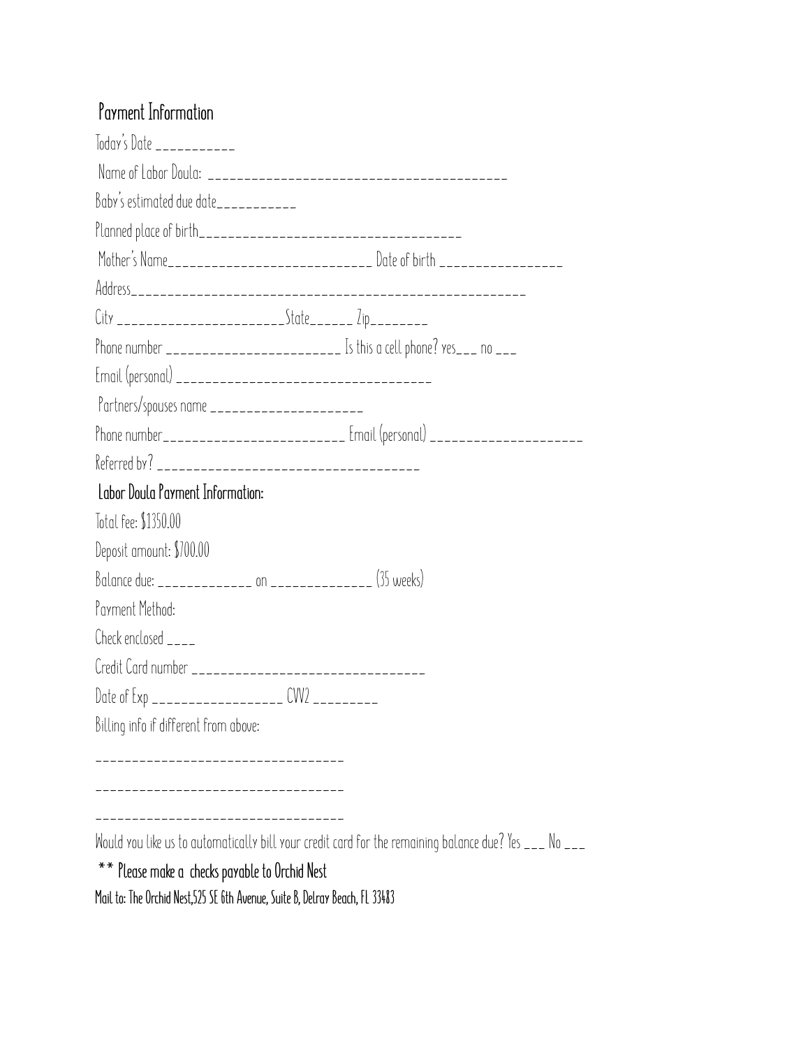## Payment Information

Today's Date ___________

Name of Labor Doula: ________________________________________

Baby's estimated due date___________

Planned place of birth___________________________________

Mother's Name____________________________ Date of birth ________________

Address_____________________________________________________

City ______________________State______ Zip________

Phone number ________________________ Is this a cell phone? yes___ no ___

Email (personal) __________________________________

Partners/spouses name ____________________

Phone number________________________ Email (personal) ____________________

Referred by? ____________________________________

### Labor Doula Payment Information:

Total fee: $1350.00

Deposit amount: $700.00

Balance due: _____________ on ______________ (35 weeks)

Payment Method:

Check enclosed ____

Credit Card number ________________________________

Date of Exp __________________ CVV2 _________

Billing info if different from above:

__________________________________

__________________________________

__________________________________

Would you like us to automatically bill your credit card for the remaining balance due? Yes ___ No ___

**** Please make a checks payable to Orchid Nest**

**Mail to: The Orchid Nest,525 SE 6th Avenue, Suite B, Delray Beach, FL 33483**